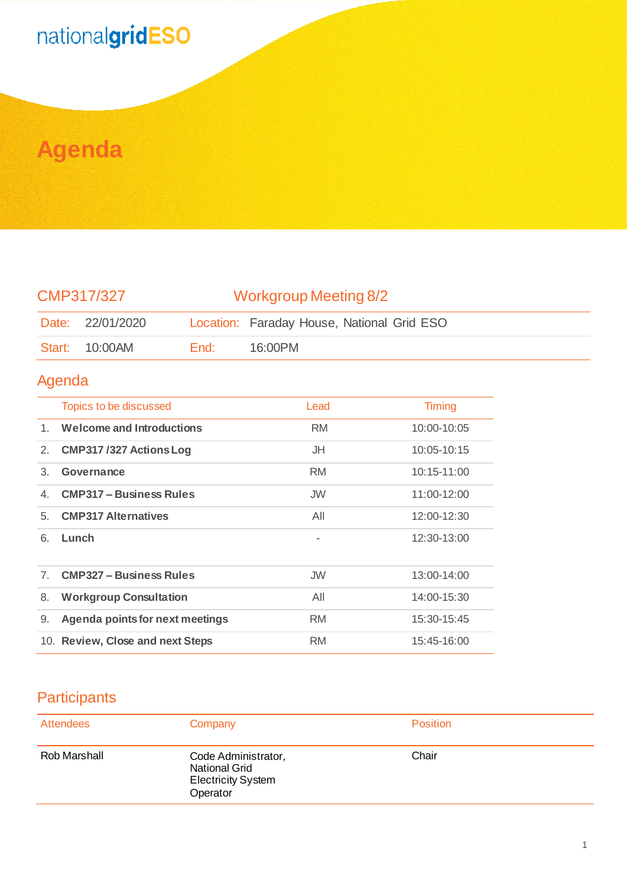nationalgridESO

# Agenda

| CMP317/327 | | Workgroup Meeting 8/2 | |
|---|---|---|---|
| Date: | 22/01/2020 | Location: | Faraday House, National Grid ESO |
| Start: | 10:00AM | End: | 16:00PM |

## Agenda

| | Topics to be discussed | Lead | Timing |
|---|---|---|---|
| 1. | **Welcome and Introductions** | RM | 10:00-10:05 |
| 2. | **CMP317 /327 Actions Log** | JH | 10:05-10:15 |
| 3. | **Governance** | RM | 10:15-11:00 |
| 4. | **CMP317 – Business Rules** | JW | 11:00-12:00 |
| 5. | **CMP317 Alternatives** | All | 12:00-12:30 |
| 6. | **Lunch** | - | 12:30-13:00 |
| 7. | **CMP327 – Business Rules** | JW | 13:00-14:00 |
| 8. | **Workgroup Consultation** | All | 14:00-15:30 |
| 9. | **Agenda points for next meetings** | RM | 15:30-15:45 |
| 10. | **Review, Close and next Steps** | RM | 15:45-16:00 |

## Participants

| Attendees | Company | Position |
|---|---|---|
| Rob Marshall | Code Administrator, National Grid Electricity System Operator | Chair |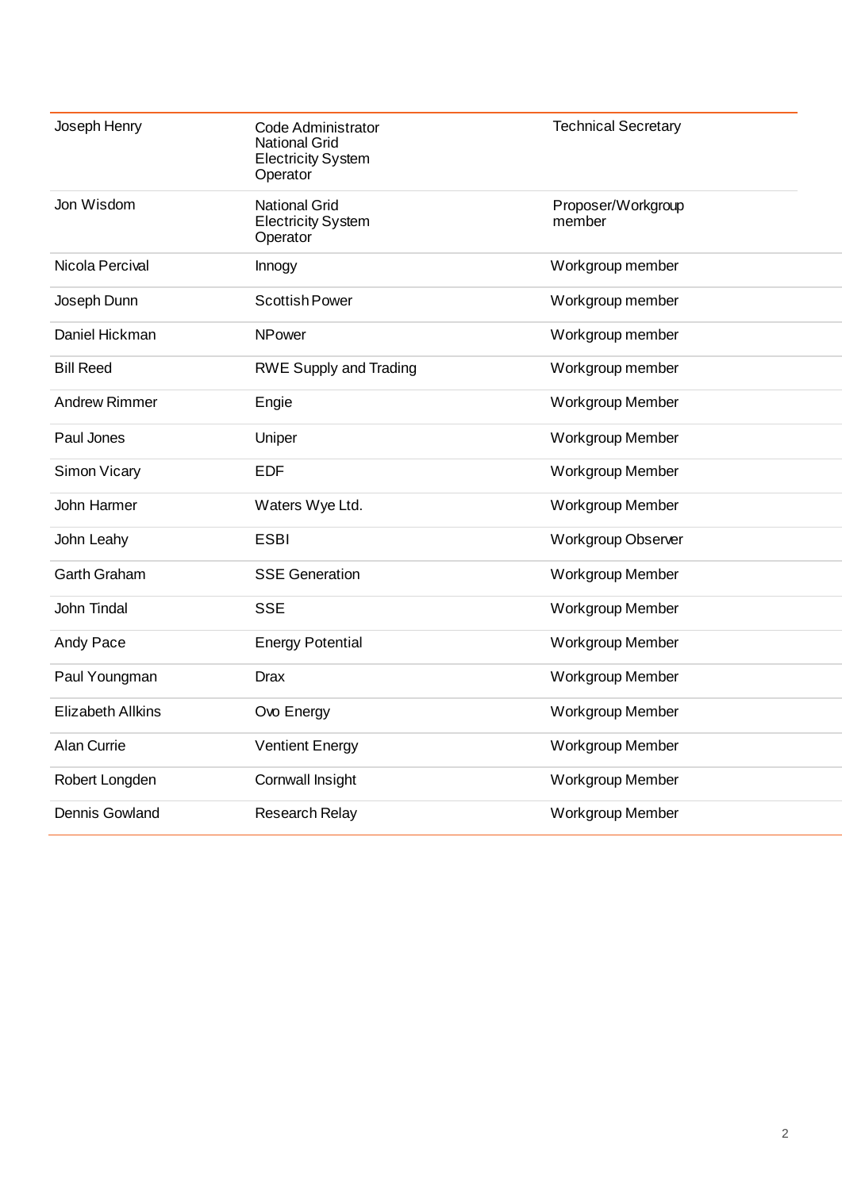| | | |
|---|---|---|
| Joseph Henry | Code Administrator National Grid Electricity System Operator | Technical Secretary |
| Jon Wisdom | National Grid Electricity System Operator | Proposer/Workgroup member |
| Nicola Percival | Innogy | Workgroup member |
| Joseph Dunn | Scottish Power | Workgroup member |
| Daniel Hickman | NPower | Workgroup member |
| Bill Reed | RWE Supply and Trading | Workgroup member |
| Andrew Rimmer | Engie | Workgroup Member |
| Paul Jones | Uniper | Workgroup Member |
| Simon Vicary | EDF | Workgroup Member |
| John Harmer | Waters Wye Ltd. | Workgroup Member |
| John Leahy | ESBI | Workgroup Observer |
| Garth Graham | SSE Generation | Workgroup Member |
| John Tindal | SSE | Workgroup Member |
| Andy Pace | Energy Potential | Workgroup Member |
| Paul Youngman | Drax | Workgroup Member |
| Elizabeth Allkins | Ovo Energy | Workgroup Member |
| Alan Currie | Ventient Energy | Workgroup Member |
| Robert Longden | Cornwall Insight | Workgroup Member |
| Dennis Gowland | Research Relay | Workgroup Member |